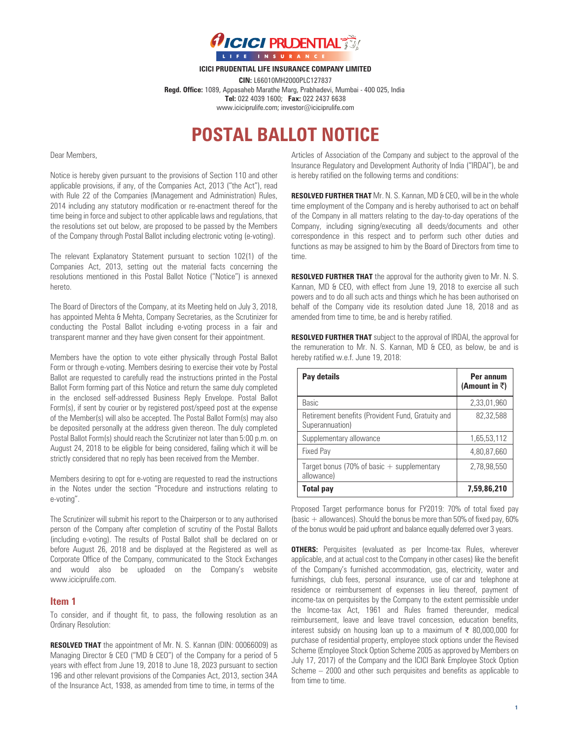**ICICI PRUDENTIAL LIFE INSURANCE COMPANY LIMITED**

**CIN:** L66010MH2000PLC127837

**Regd. Office:** 1089, Appasaheb Marathe Marg, Prabhadevi, Mumbai - 400 025, India

**Tel:** 022 4039 1600; **Fax:** 022 2437 6638

www.iciciprulife.com; investor@iciciprulife.com

# POSTAL BALLOT NOTICE

Dear Members,

Notice is hereby given pursuant to the provisions of Section 110 and other applicable provisions, if any, of the Companies Act, 2013 ("the Act"), read with Rule 22 of the Companies (Management and Administration) Rules, 2014 including any statutory modification or re-enactment thereof for the time being in force and subject to other applicable laws and regulations, that the resolutions set out below, are proposed to be passed by the Members of the Company through Postal Ballot including electronic voting (e-voting).

The relevant Explanatory Statement pursuant to section 102(1) of the Companies Act, 2013, setting out the material facts concerning the resolutions mentioned in this Postal Ballot Notice ("Notice") is annexed hereto.

The Board of Directors of the Company, at its Meeting held on July 3, 2018, has appointed Mehta & Mehta, Company Secretaries, as the Scrutinizer for conducting the Postal Ballot including e-voting process in a fair and transparent manner and they have given consent for their appointment.

Members have the option to vote either physically through Postal Ballot Form or through e-voting. Members desiring to exercise their vote by Postal Ballot are requested to carefully read the instructions printed in the Postal Ballot Form forming part of this Notice and return the same duly completed in the enclosed self-addressed Business Reply Envelope. Postal Ballot Form(s), if sent by courier or by registered post/speed post at the expense of the Member(s) will also be accepted. The Postal Ballot Form(s) may also be deposited personally at the address given thereon. The duly completed Postal Ballot Form(s) should reach the Scrutinizer not later than 5:00 p.m. on August 24, 2018 to be eligible for being considered, failing which it will be strictly considered that no reply has been received from the Member.

Members desiring to opt for e-voting are requested to read the instructions in the Notes under the section "Procedure and instructions relating to e-voting".

The Scrutinizer will submit his report to the Chairperson or to any authorised person of the Company after completion of scrutiny of the Postal Ballots (including e-voting). The results of Postal Ballot shall be declared on or before August 26, 2018 and be displayed at the Registered as well as Corporate Office of the Company, communicated to the Stock Exchanges and would also be uploaded on the Company's website www.iciciprulife.com.

## Item 1

To consider, and if thought fit, to pass, the following resolution as an Ordinary Resolution:

**RESOLVED THAT** the appointment of Mr. N. S. Kannan (DIN: 00066009) as Managing Director & CEO ("MD & CEO") of the Company for a period of 5 years with effect from June 19, 2018 to June 18, 2023 pursuant to section 196 and other relevant provisions of the Companies Act, 2013, section 34A of the Insurance Act, 1938, as amended from time to time, in terms of the Articles of Association of the Company and subject to the approval of the Insurance Regulatory and Development Authority of India ("IRDAI"), be and is hereby ratified on the following terms and conditions:

**RESOLVED FURTHER THAT** Mr. N. S. Kannan, MD & CEO, will be in the whole time employment of the Company and is hereby authorised to act on behalf of the Company in all matters relating to the day-to-day operations of the Company, including signing/executing all deeds/documents and other correspondence in this respect and to perform such other duties and functions as may be assigned to him by the Board of Directors from time to time.

**RESOLVED FURTHER THAT** the approval for the authority given to Mr. N. S. Kannan, MD & CEO, with effect from June 19, 2018 to exercise all such powers and to do all such acts and things which he has been authorised on behalf of the Company vide its resolution dated June 18, 2018 and as amended from time to time, be and is hereby ratified.

**RESOLVED FURTHER THAT** subject to the approval of IRDAI, the approval for the remuneration to Mr. N. S. Kannan, MD & CEO, as below, be and is hereby ratified w.e.f. June 19, 2018:

| Pay details | Per annum (Amount in ₹) |
|---|---|
| Basic | 2,33,01,960 |
| Retirement benefits (Provident Fund, Gratuity and Superannuation) | 82,32,588 |
| Supplementary allowance | 1,65,53,112 |
| Fixed Pay | 4,80,87,660 |
| Target bonus (70% of basic + supplementary allowance) | 2,78,98,550 |
| **Total pay** | **7,59,86,210** |

Proposed Target performance bonus for FY2019: 70% of total fixed pay (basic + allowances). Should the bonus be more than 50% of fixed pay, 60% of the bonus would be paid upfront and balance equally deferred over 3 years.

**OTHERS:** Perquisites (evaluated as per Income-tax Rules, wherever applicable, and at actual cost to the Company in other cases) like the benefit of the Company's furnished accommodation, gas, electricity, water and furnishings, club fees, personal insurance, use of car and telephone at residence or reimbursement of expenses in lieu thereof, payment of income-tax on perquisites by the Company to the extent permissible under the Income-tax Act, 1961 and Rules framed thereunder, medical reimbursement, leave and leave travel concession, education benefits, interest subsidy on housing loan up to a maximum of ₹ 80,000,000 for purchase of residential property, employee stock options under the Revised Scheme (Employee Stock Option Scheme 2005 as approved by Members on July 17, 2017) of the Company and the ICICI Bank Employee Stock Option Scheme – 2000 and other such perquisites and benefits as applicable to from time to time.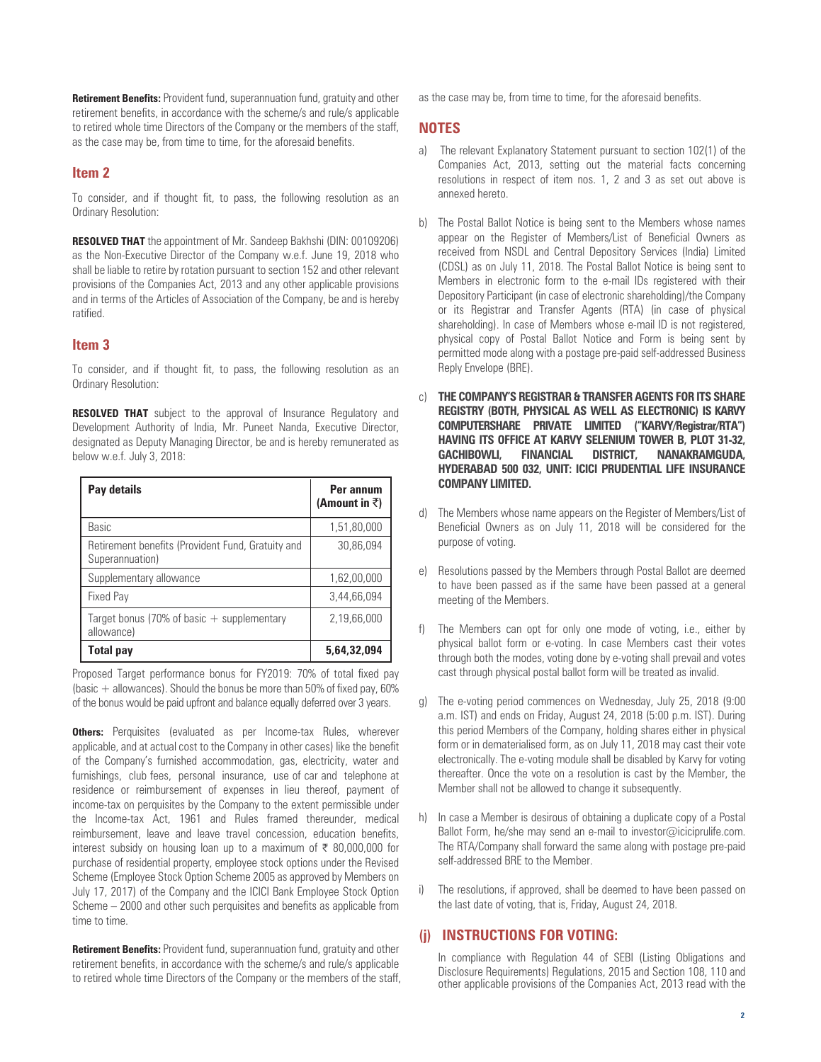**Retirement Benefits:** Provident fund, superannuation fund, gratuity and other retirement benefits, in accordance with the scheme/s and rule/s applicable to retired whole time Directors of the Company or the members of the staff, as the case may be, from time to time, for the aforesaid benefits.

## Item 2

To consider, and if thought fit, to pass, the following resolution as an Ordinary Resolution:

**RESOLVED THAT** the appointment of Mr. Sandeep Bakhshi (DIN: 00109206) as the Non-Executive Director of the Company w.e.f. June 19, 2018 who shall be liable to retire by rotation pursuant to section 152 and other relevant provisions of the Companies Act, 2013 and any other applicable provisions and in terms of the Articles of Association of the Company, be and is hereby ratified.

## Item 3

To consider, and if thought fit, to pass, the following resolution as an Ordinary Resolution:

**RESOLVED THAT** subject to the approval of Insurance Regulatory and Development Authority of India, Mr. Puneet Nanda, Executive Director, designated as Deputy Managing Director, be and is hereby remunerated as below w.e.f. July 3, 2018:

| Pay details | Per annum (Amount in ₹) |
|---|---|
| Basic | 1,51,80,000 |
| Retirement benefits (Provident Fund, Gratuity and Superannuation) | 30,86,094 |
| Supplementary allowance | 1,62,00,000 |
| Fixed Pay | 3,44,66,094 |
| Target bonus (70% of basic + supplementary allowance) | 2,19,66,000 |
| **Total pay** | **5,64,32,094** |

Proposed Target performance bonus for FY2019: 70% of total fixed pay (basic + allowances). Should the bonus be more than 50% of fixed pay, 60% of the bonus would be paid upfront and balance equally deferred over 3 years.

**Others:** Perquisites (evaluated as per Income-tax Rules, wherever applicable, and at actual cost to the Company in other cases) like the benefit of the Company's furnished accommodation, gas, electricity, water and furnishings, club fees, personal insurance, use of car and telephone at residence or reimbursement of expenses in lieu thereof, payment of income-tax on perquisites by the Company to the extent permissible under the Income-tax Act, 1961 and Rules framed thereunder, medical reimbursement, leave and leave travel concession, education benefits, interest subsidy on housing loan up to a maximum of ₹ 80,000,000 for purchase of residential property, employee stock options under the Revised Scheme (Employee Stock Option Scheme 2005 as approved by Members on July 17, 2017) of the Company and the ICICI Bank Employee Stock Option Scheme – 2000 and other such perquisites and benefits as applicable from time to time.

**Retirement Benefits:** Provident fund, superannuation fund, gratuity and other retirement benefits, in accordance with the scheme/s and rule/s applicable to retired whole time Directors of the Company or the members of the staff, as the case may be, from time to time, for the aforesaid benefits.

## NOTES

a) The relevant Explanatory Statement pursuant to section 102(1) of the Companies Act, 2013, setting out the material facts concerning resolutions in respect of item nos. 1, 2 and 3 as set out above is annexed hereto.

b) The Postal Ballot Notice is being sent to the Members whose names appear on the Register of Members/List of Beneficial Owners as received from NSDL and Central Depository Services (India) Limited (CDSL) as on July 11, 2018. The Postal Ballot Notice is being sent to Members in electronic form to the e-mail IDs registered with their Depository Participant (in case of electronic shareholding)/the Company or its Registrar and Transfer Agents (RTA) (in case of physical shareholding). In case of Members whose e-mail ID is not registered, physical copy of Postal Ballot Notice and Form is being sent by permitted mode along with a postage pre-paid self-addressed Business Reply Envelope (BRE).

c) **THE COMPANY'S REGISTRAR & TRANSFER AGENTS FOR ITS SHARE REGISTRY (BOTH, PHYSICAL AS WELL AS ELECTRONIC) IS KARVY COMPUTERSHARE PRIVATE LIMITED ("KARVY/Registrar/RTA") HAVING ITS OFFICE AT KARVY SELENIUM TOWER B, PLOT 31-32, GACHIBOWLI, FINANCIAL DISTRICT, NANAKRAMGUDA, HYDERABAD 500 032, UNIT: ICICI PRUDENTIAL LIFE INSURANCE COMPANY LIMITED.**

d) The Members whose name appears on the Register of Members/List of Beneficial Owners as on July 11, 2018 will be considered for the purpose of voting.

e) Resolutions passed by the Members through Postal Ballot are deemed to have been passed as if the same have been passed at a general meeting of the Members.

f) The Members can opt for only one mode of voting, i.e., either by physical ballot form or e-voting. In case Members cast their votes through both the modes, voting done by e-voting shall prevail and votes cast through physical postal ballot form will be treated as invalid.

g) The e-voting period commences on Wednesday, July 25, 2018 (9:00 a.m. IST) and ends on Friday, August 24, 2018 (5:00 p.m. IST). During this period Members of the Company, holding shares either in physical form or in dematerialised form, as on July 11, 2018 may cast their vote electronically. The e-voting module shall be disabled by Karvy for voting thereafter. Once the vote on a resolution is cast by the Member, the Member shall not be allowed to change it subsequently.

h) In case a Member is desirous of obtaining a duplicate copy of a Postal Ballot Form, he/she may send an e-mail to investor@iciciprulife.com. The RTA/Company shall forward the same along with postage pre-paid self-addressed BRE to the Member.

i) The resolutions, if approved, shall be deemed to have been passed on the last date of voting, that is, Friday, August 24, 2018.

## (j) INSTRUCTIONS FOR VOTING:

In compliance with Regulation 44 of SEBI (Listing Obligations and Disclosure Requirements) Regulations, 2015 and Section 108, 110 and other applicable provisions of the Companies Act, 2013 read with the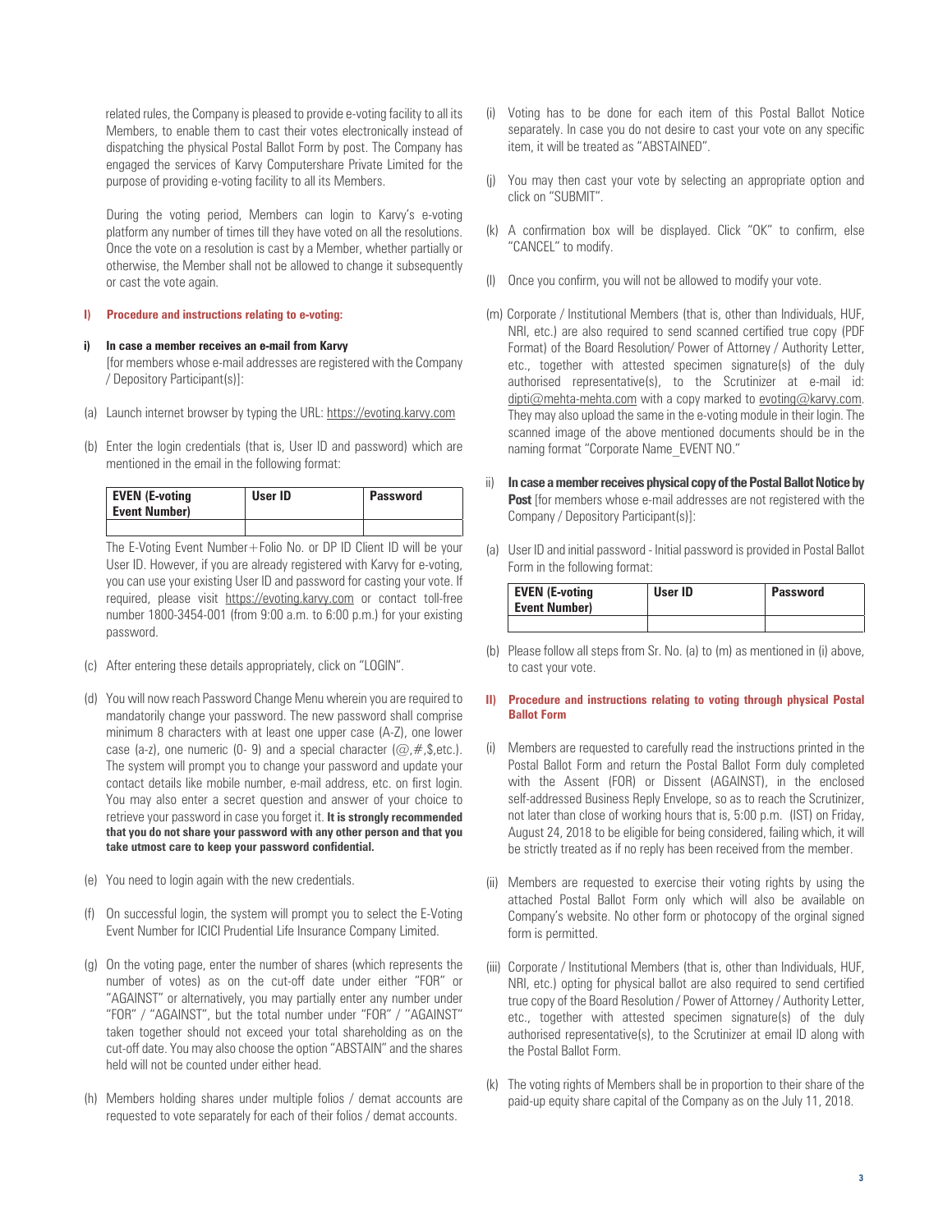related rules, the Company is pleased to provide e-voting facility to all its Members, to enable them to cast their votes electronically instead of dispatching the physical Postal Ballot Form by post. The Company has engaged the services of Karvy Computershare Private Limited for the purpose of providing e-voting facility to all its Members.

During the voting period, Members can login to Karvy's e-voting platform any number of times till they have voted on all the resolutions. Once the vote on a resolution is cast by a Member, whether partially or otherwise, the Member shall not be allowed to change it subsequently or cast the vote again.

**I) Procedure and instructions relating to e-voting:**

**i) In case a member receives an e-mail from Karvy** [for members whose e-mail addresses are registered with the Company / Depository Participant(s)]:

(a) Launch internet browser by typing the URL: https://evoting.karvy.com

(b) Enter the login credentials (that is, User ID and password) which are mentioned in the email in the following format:

| EVEN (E-voting Event Number) | User ID | Password |
|---|---|---|
| | | |

The E-Voting Event Number+Folio No. or DP ID Client ID will be your User ID. However, if you are already registered with Karvy for e-voting, you can use your existing User ID and password for casting your vote. If required, please visit https://evoting.karvy.com or contact toll-free number 1800-3454-001 (from 9:00 a.m. to 6:00 p.m.) for your existing password.

(c) After entering these details appropriately, click on "LOGIN".

(d) You will now reach Password Change Menu wherein you are required to mandatorily change your password. The new password shall comprise minimum 8 characters with at least one upper case (A-Z), one lower case (a-z), one numeric (0- 9) and a special character (@,#,$,etc.). The system will prompt you to change your password and update your contact details like mobile number, e-mail address, etc. on first login. You may also enter a secret question and answer of your choice to retrieve your password in case you forget it. **It is strongly recommended that you do not share your password with any other person and that you take utmost care to keep your password confidential.**

(e) You need to login again with the new credentials.

(f) On successful login, the system will prompt you to select the E-Voting Event Number for ICICI Prudential Life Insurance Company Limited.

(g) On the voting page, enter the number of shares (which represents the number of votes) as on the cut-off date under either "FOR" or "AGAINST" or alternatively, you may partially enter any number under "FOR" / "AGAINST", but the total number under "FOR" / "AGAINST" taken together should not exceed your total shareholding as on the cut-off date. You may also choose the option "ABSTAIN" and the shares held will not be counted under either head.

(h) Members holding shares under multiple folios / demat accounts are requested to vote separately for each of their folios / demat accounts.

(i) Voting has to be done for each item of this Postal Ballot Notice separately. In case you do not desire to cast your vote on any specific item, it will be treated as "ABSTAINED".

(j) You may then cast your vote by selecting an appropriate option and click on "SUBMIT".

(k) A confirmation box will be displayed. Click "OK" to confirm, else "CANCEL" to modify.

(l) Once you confirm, you will not be allowed to modify your vote.

(m) Corporate / Institutional Members (that is, other than Individuals, HUF, NRI, etc.) are also required to send scanned certified true copy (PDF Format) of the Board Resolution/ Power of Attorney / Authority Letter, etc., together with attested specimen signature(s) of the duly authorised representative(s), to the Scrutinizer at e-mail id: dipti@mehta-mehta.com with a copy marked to evoting@karvy.com. They may also upload the same in the e-voting module in their login. The scanned image of the above mentioned documents should be in the naming format "Corporate Name_EVENT NO."

ii) **In case a member receives physical copy of the Postal Ballot Notice by Post** [for members whose e-mail addresses are not registered with the Company / Depository Participant(s)]:

(a) User ID and initial password - Initial password is provided in Postal Ballot Form in the following format:

| EVEN (E-voting Event Number) | User ID | Password |
|---|---|---|
| | | |

(b) Please follow all steps from Sr. No. (a) to (m) as mentioned in (i) above, to cast your vote.

**II) Procedure and instructions relating to voting through physical Postal Ballot Form**

(i) Members are requested to carefully read the instructions printed in the Postal Ballot Form and return the Postal Ballot Form duly completed with the Assent (FOR) or Dissent (AGAINST), in the enclosed self-addressed Business Reply Envelope, so as to reach the Scrutinizer, not later than close of working hours that is, 5:00 p.m. (IST) on Friday, August 24, 2018 to be eligible for being considered, failing which, it will be strictly treated as if no reply has been received from the member.

(ii) Members are requested to exercise their voting rights by using the attached Postal Ballot Form only which will also be available on Company's website. No other form or photocopy of the orginal signed form is permitted.

(iii) Corporate / Institutional Members (that is, other than Individuals, HUF, NRI, etc.) opting for physical ballot are also required to send certified true copy of the Board Resolution / Power of Attorney / Authority Letter, etc., together with attested specimen signature(s) of the duly authorised representative(s), to the Scrutinizer at email ID along with the Postal Ballot Form.

(k) The voting rights of Members shall be in proportion to their share of the paid-up equity share capital of the Company as on the July 11, 2018.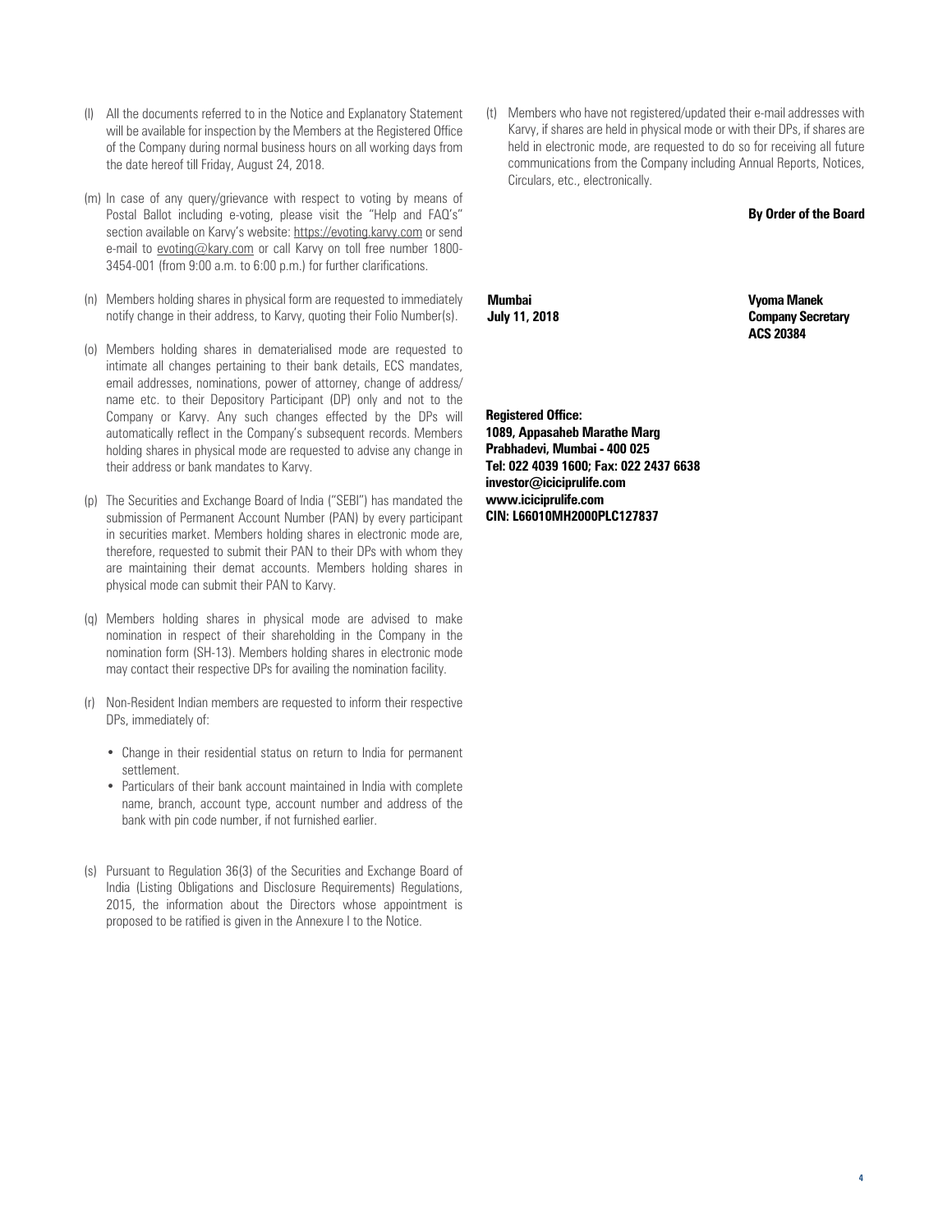(l) All the documents referred to in the Notice and Explanatory Statement will be available for inspection by the Members at the Registered Office of the Company during normal business hours on all working days from the date hereof till Friday, August 24, 2018.

(m) In case of any query/grievance with respect to voting by means of Postal Ballot including e-voting, please visit the "Help and FAQ's" section available on Karvy's website: https://evoting.karvy.com or send e-mail to evoting@kary.com or call Karvy on toll free number 1800-3454-001 (from 9:00 a.m. to 6:00 p.m.) for further clarifications.

(n) Members holding shares in physical form are requested to immediately notify change in their address, to Karvy, quoting their Folio Number(s).

(o) Members holding shares in dematerialised mode are requested to intimate all changes pertaining to their bank details, ECS mandates, email addresses, nominations, power of attorney, change of address/ name etc. to their Depository Participant (DP) only and not to the Company or Karvy. Any such changes effected by the DPs will automatically reflect in the Company's subsequent records. Members holding shares in physical mode are requested to advise any change in their address or bank mandates to Karvy.

(p) The Securities and Exchange Board of India ("SEBI") has mandated the submission of Permanent Account Number (PAN) by every participant in securities market. Members holding shares in electronic mode are, therefore, requested to submit their PAN to their DPs with whom they are maintaining their demat accounts. Members holding shares in physical mode can submit their PAN to Karvy.

(q) Members holding shares in physical mode are advised to make nomination in respect of their shareholding in the Company in the nomination form (SH-13). Members holding shares in electronic mode may contact their respective DPs for availing the nomination facility.

(r) Non-Resident Indian members are requested to inform their respective DPs, immediately of:

- Change in their residential status on return to India for permanent settlement.
- Particulars of their bank account maintained in India with complete name, branch, account type, account number and address of the bank with pin code number, if not furnished earlier.

(s) Pursuant to Regulation 36(3) of the Securities and Exchange Board of India (Listing Obligations and Disclosure Requirements) Regulations, 2015, the information about the Directors whose appointment is proposed to be ratified is given in the Annexure I to the Notice.

(t) Members who have not registered/updated their e-mail addresses with Karvy, if shares are held in physical mode or with their DPs, if shares are held in electronic mode, are requested to do so for receiving all future communications from the Company including Annual Reports, Notices, Circulars, etc., electronically.

**By Order of the Board**

**Mumbai**
**July 11, 2018**

**Vyoma Manek**
**Company Secretary**
**ACS 20384**

**Registered Office:**
**1089, Appasaheb Marathe Marg**
**Prabhadevi, Mumbai - 400 025**
**Tel: 022 4039 1600; Fax: 022 2437 6638**
**investor@iciciprulife.com**
**www.iciciprulife.com**
**CIN: L66010MH2000PLC127837**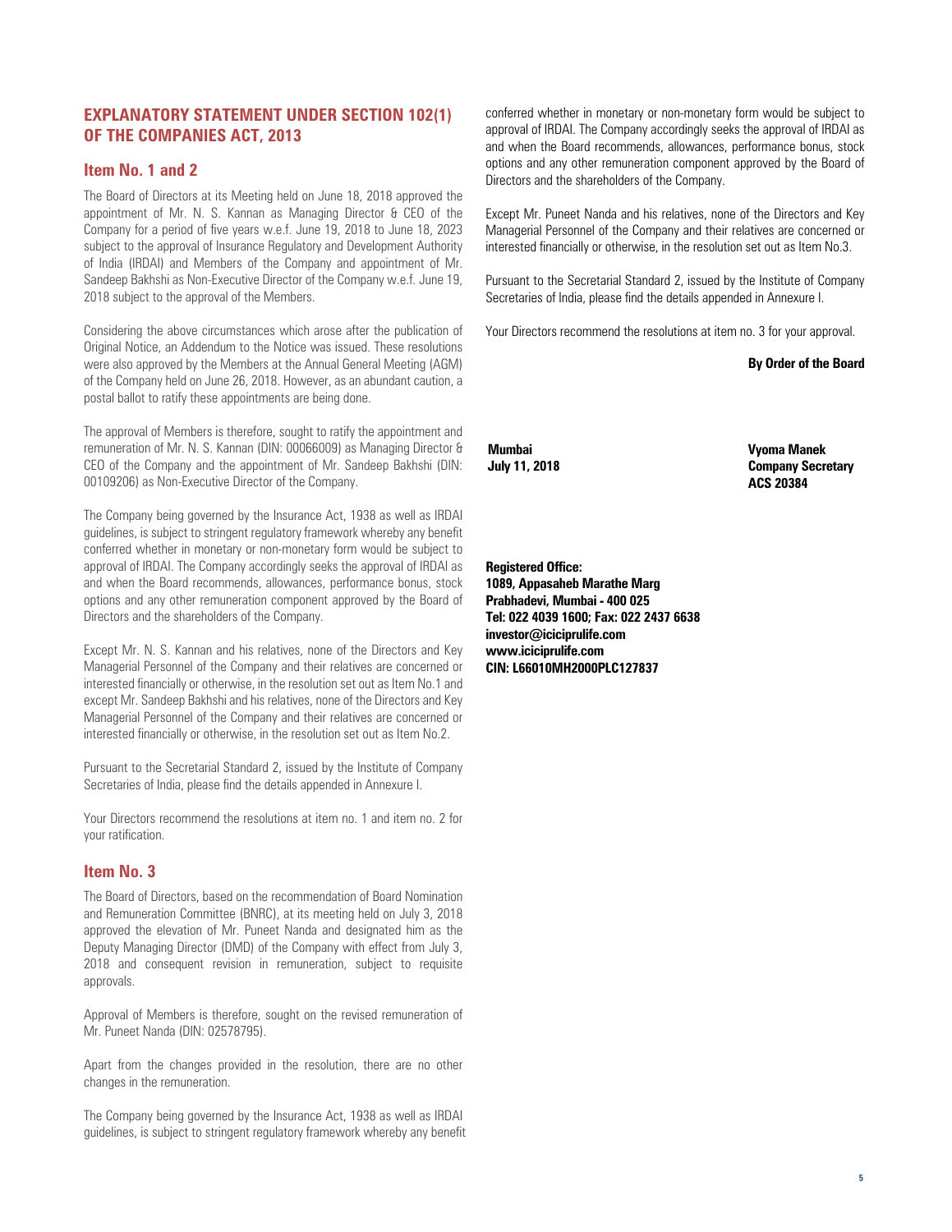## EXPLANATORY STATEMENT UNDER SECTION 102(1) OF THE COMPANIES ACT, 2013

### Item No. 1 and 2

The Board of Directors at its Meeting held on June 18, 2018 approved the appointment of Mr. N. S. Kannan as Managing Director & CEO of the Company for a period of five years w.e.f. June 19, 2018 to June 18, 2023 subject to the approval of Insurance Regulatory and Development Authority of India (IRDAI) and Members of the Company and appointment of Mr. Sandeep Bakhshi as Non-Executive Director of the Company w.e.f. June 19, 2018 subject to the approval of the Members.

Considering the above circumstances which arose after the publication of Original Notice, an Addendum to the Notice was issued. These resolutions were also approved by the Members at the Annual General Meeting (AGM) of the Company held on June 26, 2018. However, as an abundant caution, a postal ballot to ratify these appointments are being done.

The approval of Members is therefore, sought to ratify the appointment and remuneration of Mr. N. S. Kannan (DIN: 00066009) as Managing Director & CEO of the Company and the appointment of Mr. Sandeep Bakhshi (DIN: 00109206) as Non-Executive Director of the Company.

The Company being governed by the Insurance Act, 1938 as well as IRDAI guidelines, is subject to stringent regulatory framework whereby any benefit conferred whether in monetary or non-monetary form would be subject to approval of IRDAI. The Company accordingly seeks the approval of IRDAI as and when the Board recommends, allowances, performance bonus, stock options and any other remuneration component approved by the Board of Directors and the shareholders of the Company.

Except Mr. N. S. Kannan and his relatives, none of the Directors and Key Managerial Personnel of the Company and their relatives are concerned or interested financially or otherwise, in the resolution set out as Item No.1 and except Mr. Sandeep Bakhshi and his relatives, none of the Directors and Key Managerial Personnel of the Company and their relatives are concerned or interested financially or otherwise, in the resolution set out as Item No.2.

Pursuant to the Secretarial Standard 2, issued by the Institute of Company Secretaries of India, please find the details appended in Annexure I.

Your Directors recommend the resolutions at item no. 1 and item no. 2 for your ratification.

### Item No. 3

The Board of Directors, based on the recommendation of Board Nomination and Remuneration Committee (BNRC), at its meeting held on July 3, 2018 approved the elevation of Mr. Puneet Nanda and designated him as the Deputy Managing Director (DMD) of the Company with effect from July 3, 2018 and consequent revision in remuneration, subject to requisite approvals.

Approval of Members is therefore, sought on the revised remuneration of Mr. Puneet Nanda (DIN: 02578795).

Apart from the changes provided in the resolution, there are no other changes in the remuneration.

The Company being governed by the Insurance Act, 1938 as well as IRDAI guidelines, is subject to stringent regulatory framework whereby any benefit conferred whether in monetary or non-monetary form would be subject to approval of IRDAI. The Company accordingly seeks the approval of IRDAI as and when the Board recommends, allowances, performance bonus, stock options and any other remuneration component approved by the Board of Directors and the shareholders of the Company.

Except Mr. Puneet Nanda and his relatives, none of the Directors and Key Managerial Personnel of the Company and their relatives are concerned or interested financially or otherwise, in the resolution set out as Item No.3.

Pursuant to the Secretarial Standard 2, issued by the Institute of Company Secretaries of India, please find the details appended in Annexure I.

Your Directors recommend the resolutions at item no. 3 for your approval.

**By Order of the Board**

**Mumbai**
**July 11, 2018**

**Vyoma Manek**
**Company Secretary**
**ACS 20384**

**Registered Office:**
**1089, Appasaheb Marathe Marg**
**Prabhadevi, Mumbai - 400 025**
**Tel: 022 4039 1600; Fax: 022 2437 6638**
**investor@iciciprulife.com**
**www.iciciprulife.com**
**CIN: L66010MH2000PLC127837**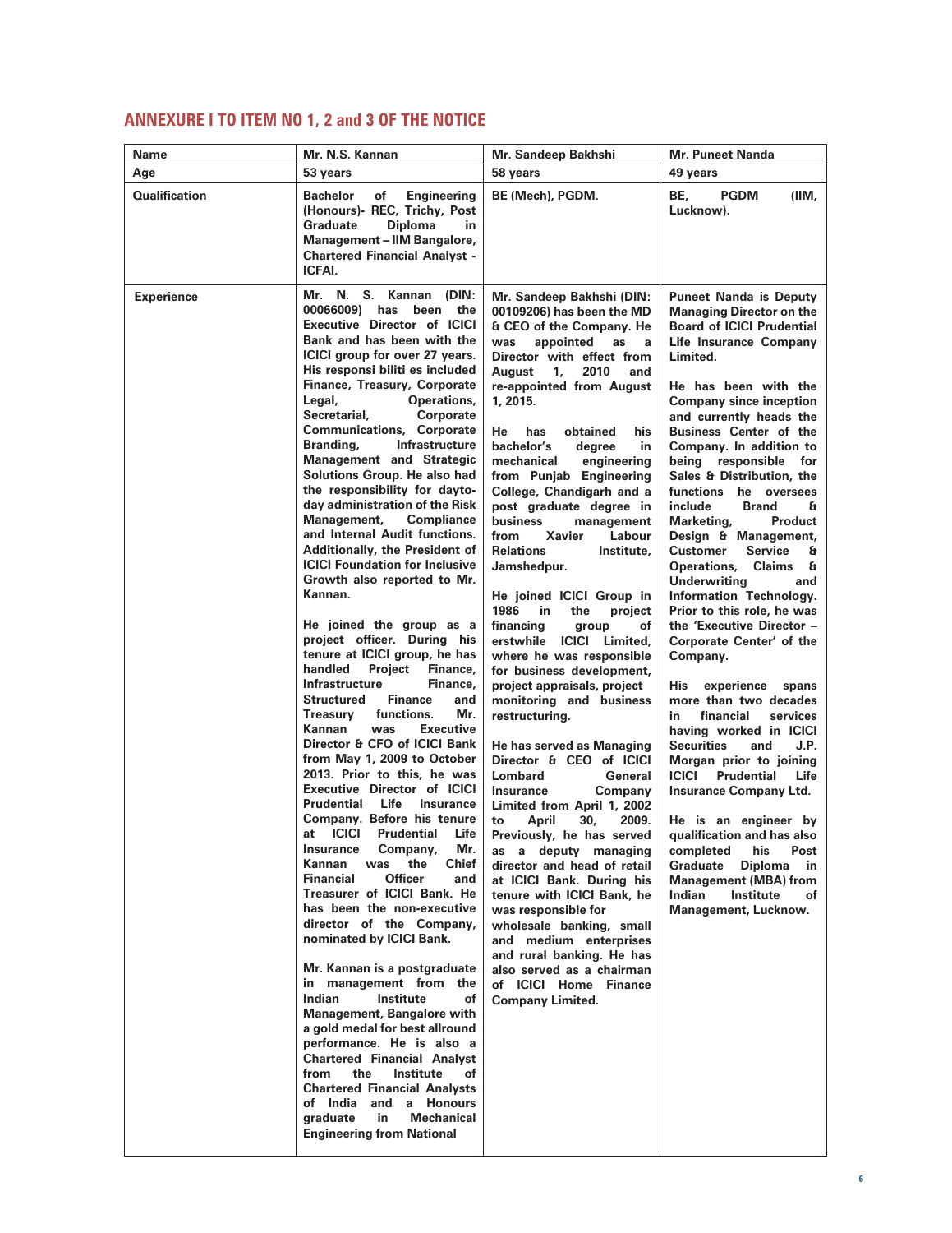## ANNEXURE I TO ITEM NO 1, 2 and 3 OF THE NOTICE

| Name | Mr. N.S. Kannan | Mr. Sandeep Bakhshi | Mr. Puneet Nanda |
|---|---|---|---|
| Age | 53 years | 58 years | 49 years |
| Qualification | Bachelor of Engineering (Honours)- REC, Trichy, Post Graduate Diploma in Management – IIM Bangalore, Chartered Financial Analyst - ICFAI. | BE (Mech), PGDM. | BE, PGDM (IIM, Lucknow). |
| Experience | Mr. N. S. Kannan (DIN: 00066009) has been the Executive Director of ICICI Bank and has been with the ICICI group for over 27 years. His responsi biliti es included Finance, Treasury, Corporate Legal, Operations, Secretarial, Corporate Communications, Corporate Branding, Infrastructure Management and Strategic Solutions Group. He also had the responsibility for dayto-day administration of the Risk Management, Compliance and Internal Audit functions. Additionally, the President of ICICI Foundation for Inclusive Growth also reported to Mr. Kannan.<br><br>He joined the group as a project officer. During his tenure at ICICI group, he has handled Project Finance, Infrastructure Finance, Structured Finance and Treasury functions. Mr. Kannan was Executive Director & CFO of ICICI Bank from May 1, 2009 to October 2013. Prior to this, he was Executive Director of ICICI Prudential Life Insurance Company. Before his tenure at ICICI Prudential Life Insurance Company, Mr. Kannan was the Chief Financial Officer and Treasurer of ICICI Bank. He has been the non-executive director of the Company, nominated by ICICI Bank.<br><br>Mr. Kannan is a postgraduate in management from the Indian Institute of Management, Bangalore with a gold medal for best allround performance. He is also a Chartered Financial Analyst from the Institute of Chartered Financial Analysts of India and a Honours graduate in Mechanical Engineering from National | Mr. Sandeep Bakhshi (DIN: 00109206) has been the MD & CEO of the Company. He was appointed as a Director with effect from August 1, 2010 and re-appointed from August 1, 2015.<br><br>He has obtained his bachelor's degree in mechanical engineering from Punjab Engineering College, Chandigarh and a post graduate degree in business management from Xavier Labour Relations Institute, Jamshedpur.<br><br>He joined ICICI Group in 1986 in the project financing group of erstwhile ICICI Limited, where he was responsible for business development, project appraisals, project monitoring and business restructuring.<br><br>He has served as Managing Director & CEO of ICICI Lombard General Insurance Company Limited from April 1, 2002 to April 30, 2009. Previously, he has served as a deputy managing director and head of retail at ICICI Bank. During his tenure with ICICI Bank, he was responsible for wholesale banking, small and medium enterprises and rural banking. He has also served as a chairman of ICICI Home Finance Company Limited. | Puneet Nanda is Deputy Managing Director on the Board of ICICI Prudential Life Insurance Company Limited.<br><br>He has been with the Company since inception and currently heads the Business Center of the Company. In addition to being responsible for Sales & Distribution, the functions he oversees include Brand & Marketing, Product Design & Management, Customer Service & Operations, Claims & Underwriting and Information Technology. Prior to this role, he was the 'Executive Director – Corporate Center' of the Company.<br><br>His experience spans more than two decades in financial services having worked in ICICI Securities and J.P. Morgan prior to joining ICICI Prudential Life Insurance Company Ltd.<br><br>He is an engineer by qualification and has also completed his Post Graduate Diploma in Management (MBA) from Indian Institute of Management, Lucknow. |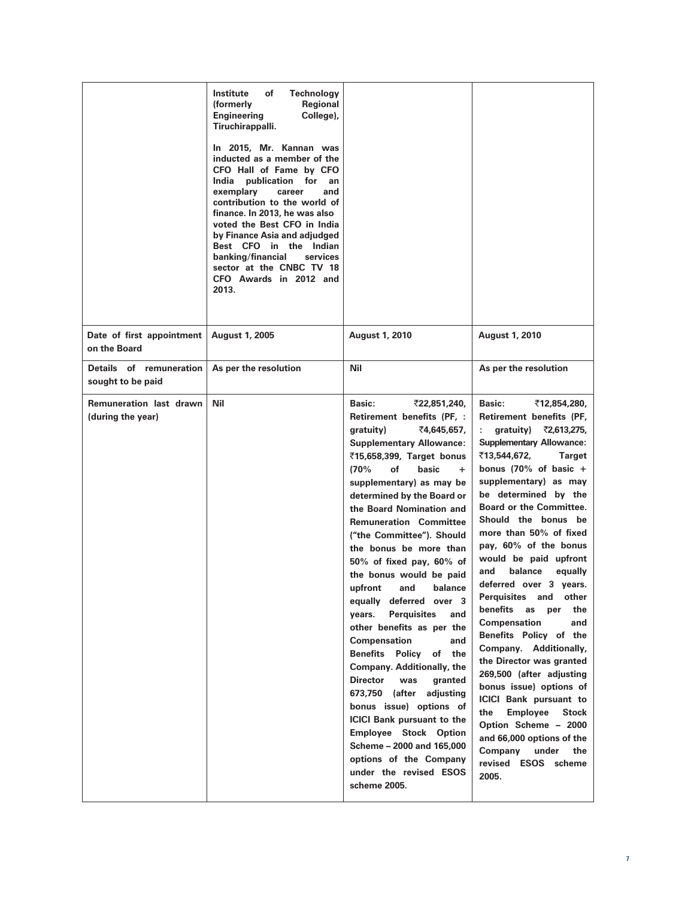| | | | |
|---|---|---|---|
| | Institute of Technology (formerly Regional Engineering College), Tiruchirappalli.<br><br>In 2015, Mr. Kannan was inducted as a member of the CFO Hall of Fame by CFO India publication for an exemplary career and contribution to the world of finance. In 2013, he was also voted the Best CFO in India by Finance Asia and adjudged Best CFO in the Indian banking/financial services sector at the CNBC TV 18 CFO Awards in 2012 and 2013. | | |
| **Date of first appointment on the Board** | **August 1, 2005** | **August 1, 2010** | **August 1, 2010** |
| **Details of remuneration sought to be paid** | **As per the resolution** | **Nil** | **As per the resolution** |
| **Remuneration last drawn (during the year)** | **Nil** | **Basic: ₹22,851,240, Retirement benefits (PF, : gratuity) ₹4,645,657, Supplementary Allowance: ₹15,658,399, Target bonus (70% of basic + supplementary) as may be determined by the Board or the Board Nomination and Remuneration Committee ("the Committee"). Should the bonus be more than 50% of fixed pay, 60% of the bonus would be paid upfront and balance equally deferred over 3 years. Perquisites and other benefits as per the Compensation and Benefits Policy of the Company. Additionally, the Director was granted 673,750 (after adjusting bonus issue) options of ICICI Bank pursuant to the Employee Stock Option Scheme – 2000 and 165,000 options of the Company under the revised ESOS scheme 2005.** | **Basic: ₹12,854,280, Retirement benefits (PF, : gratuity) ₹2,613,275, Supplementary Allowance: ₹13,544,672, Target bonus (70% of basic + supplementary) as may be determined by the Board or the Committee. Should the bonus be more than 50% of fixed pay, 60% of the bonus would be paid upfront and balance equally deferred over 3 years. Perquisites and other benefits as per the Compensation and Benefits Policy of the Company. Additionally, the Director was granted 269,500 (after adjusting bonus issue) options of ICICI Bank pursuant to the Employee Stock Option Scheme – 2000 and 66,000 options of the Company under the revised ESOS scheme 2005.** |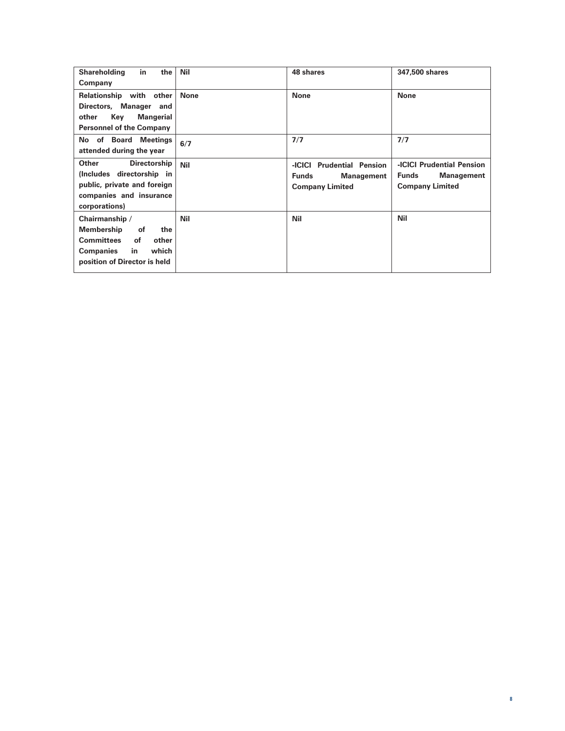| Shareholding in the Company | Nil | 48 shares | 347,500 shares |
|---|---|---|---|
| Relationship with other Directors, Manager and other Key Mangerial Personnel of the Company | None | None | None |
| No of Board Meetings attended during the year | 6/7 | 7/7 | 7/7 |
| Other Directorship (Includes directorship in public, private and foreign companies and insurance corporations) | Nil | -ICICI Prudential Pension Funds Management Company Limited | -ICICI Prudential Pension Funds Management Company Limited |
| Chairmanship / Membership of the Committees of other Companies in which position of Director is held | Nil | Nil | Nil |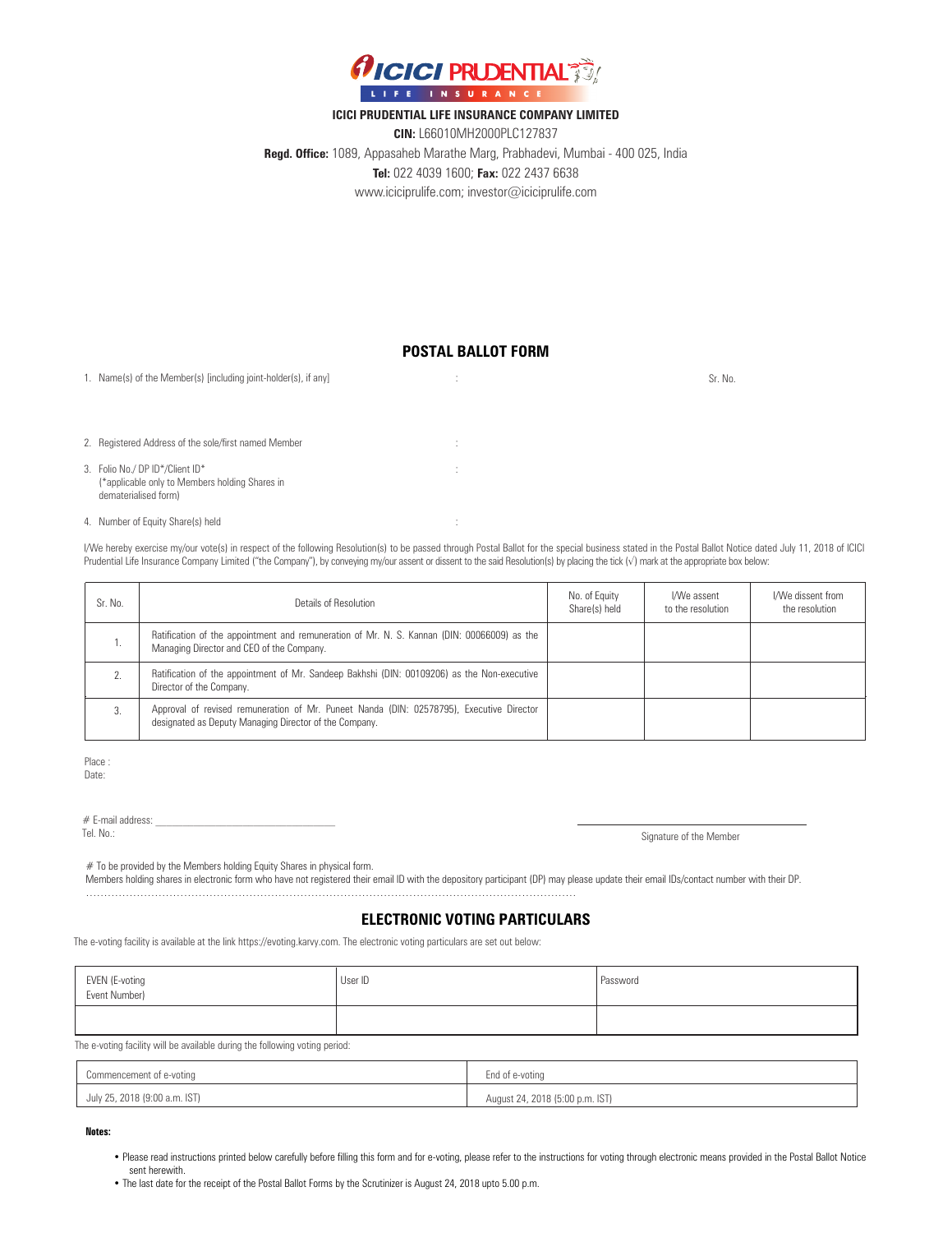**ICICI PRUDENTIAL LIFE INSURANCE COMPANY LIMITED**

**CIN:** L66010MH2000PLC127837

**Regd. Office:** 1089, Appasaheb Marathe Marg, Prabhadevi, Mumbai - 400 025, India

**Tel:** 022 4039 1600; **Fax:** 022 2437 6638

www.iciciprulife.com; investor@iciciprulife.com

## POSTAL BALLOT FORM

Sr. No.

1. Name(s) of the Member(s) [including joint-holder(s), if any] :
2. Registered Address of the sole/first named Member :
3. Folio No./ DP ID*/Client ID* :
   (*applicable only to Members holding Shares in dematerialised form)
4. Number of Equity Share(s) held :

I/We hereby exercise my/our vote(s) in respect of the following Resolution(s) to be passed through Postal Ballot for the special business stated in the Postal Ballot Notice dated July 11, 2018 of ICICI Prudential Life Insurance Company Limited ("the Company"), by conveying my/our assent or dissent to the said Resolution(s) by placing the tick (√) mark at the appropriate box below:

| Sr. No. | Details of Resolution | No. of Equity Share(s) held | I/We assent to the resolution | I/We dissent from the resolution |
|---|---|---|---|---|
| 1. | Ratification of the appointment and remuneration of Mr. N. S. Kannan (DIN: 00066009) as the Managing Director and CEO of the Company. | | | |
| 2. | Ratification of the appointment of Mr. Sandeep Bakhshi (DIN: 00109206) as the Non-executive Director of the Company. | | | |
| 3. | Approval of revised remuneration of Mr. Puneet Nanda (DIN: 02578795), Executive Director designated as Deputy Managing Director of the Company. | | | |

Place :

Date:

# E-mail address: ______________________________

Tel. No.:

______________________________

Signature of the Member

# To be provided by the Members holding Equity Shares in physical form.

Members holding shares in electronic form who have not registered their email ID with the depository participant (DP) may please update their email IDs/contact number with their DP.

## ELECTRONIC VOTING PARTICULARS

The e-voting facility is available at the link https://evoting.karvy.com. The electronic voting particulars are set out below:

| EVEN (E-voting Event Number) | User ID | Password |
|---|---|---|
| | | |

The e-voting facility will be available during the following voting period:

| Commencement of e-voting | End of e-voting |
|---|---|
| July 25, 2018 (9:00 a.m. IST) | August 24, 2018 (5:00 p.m. IST) |

**Notes:**

- Please read instructions printed below carefully before filling this form and for e-voting, please refer to the instructions for voting through electronic means provided in the Postal Ballot Notice sent herewith.
- The last date for the receipt of the Postal Ballot Forms by the Scrutinizer is August 24, 2018 upto 5.00 p.m.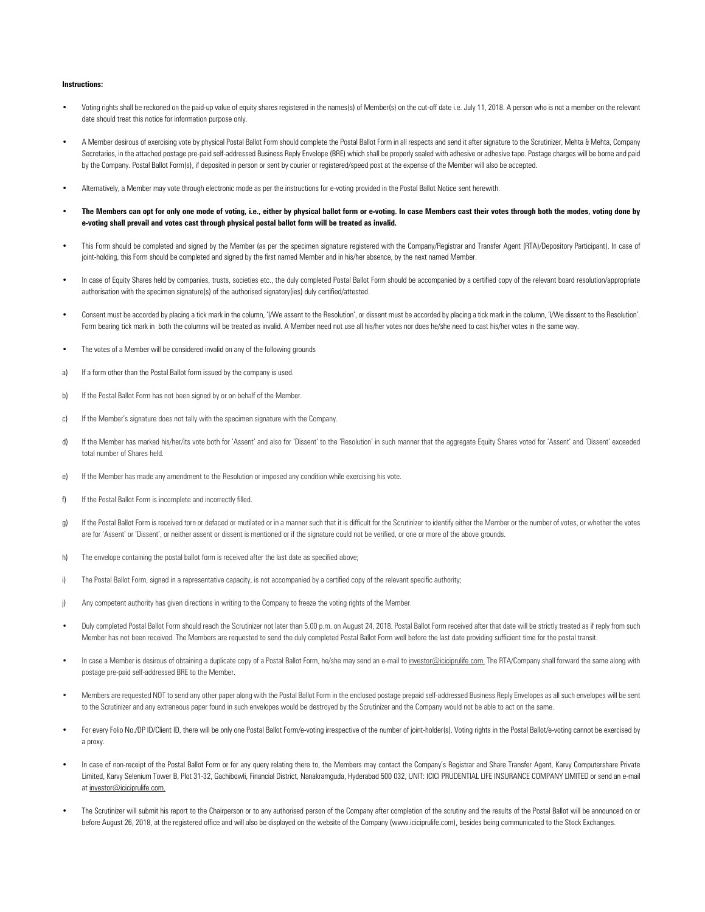**Instructions:**

- Voting rights shall be reckoned on the paid-up value of equity shares registered in the names(s) of Member(s) on the cut-off date i.e. July 11, 2018. A person who is not a member on the relevant date should treat this notice for information purpose only.

- A Member desirous of exercising vote by physical Postal Ballot Form should complete the Postal Ballot Form in all respects and send it after signature to the Scrutinizer, Mehta & Mehta, Company Secretaries, in the attached postage pre-paid self-addressed Business Reply Envelope (BRE) which shall be properly sealed with adhesive or adhesive tape. Postage charges will be borne and paid by the Company. Postal Ballot Form(s), if deposited in person or sent by courier or registered/speed post at the expense of the Member will also be accepted.

- Alternatively, a Member may vote through electronic mode as per the instructions for e-voting provided in the Postal Ballot Notice sent herewith.

- **The Members can opt for only one mode of voting, i.e., either by physical ballot form or e-voting. In case Members cast their votes through both the modes, voting done by e-voting shall prevail and votes cast through physical postal ballot form will be treated as invalid.**

- This Form should be completed and signed by the Member (as per the specimen signature registered with the Company/Registrar and Transfer Agent (RTA)/Depository Participant). In case of joint-holding, this Form should be completed and signed by the first named Member and in his/her absence, by the next named Member.

- In case of Equity Shares held by companies, trusts, societies etc., the duly completed Postal Ballot Form should be accompanied by a certified copy of the relevant board resolution/appropriate authorisation with the specimen signature(s) of the authorised signatory(ies) duly certified/attested.

- Consent must be accorded by placing a tick mark in the column, 'I/We assent to the Resolution', or dissent must be accorded by placing a tick mark in the column, 'I/We dissent to the Resolution'. Form bearing tick mark in both the columns will be treated as invalid. A Member need not use all his/her votes nor does he/she need to cast his/her votes in the same way.

- The votes of a Member will be considered invalid on any of the following grounds

a) If a form other than the Postal Ballot form issued by the company is used.

b) If the Postal Ballot Form has not been signed by or on behalf of the Member.

c) If the Member's signature does not tally with the specimen signature with the Company.

d) If the Member has marked his/her/its vote both for 'Assent' and also for 'Dissent' to the 'Resolution' in such manner that the aggregate Equity Shares voted for 'Assent' and 'Dissent' exceeded total number of Shares held.

e) If the Member has made any amendment to the Resolution or imposed any condition while exercising his vote.

f) If the Postal Ballot Form is incomplete and incorrectly filled.

g) If the Postal Ballot Form is received torn or defaced or mutilated or in a manner such that it is difficult for the Scrutinizer to identify either the Member or the number of votes, or whether the votes are for 'Assent' or 'Dissent', or neither assent or dissent is mentioned or if the signature could not be verified, or one or more of the above grounds.

h) The envelope containing the postal ballot form is received after the last date as specified above;

i) The Postal Ballot Form, signed in a representative capacity, is not accompanied by a certified copy of the relevant specific authority;

j) Any competent authority has given directions in writing to the Company to freeze the voting rights of the Member.

- Duly completed Postal Ballot Form should reach the Scrutinizer not later than 5.00 p.m. on August 24, 2018. Postal Ballot Form received after that date will be strictly treated as if reply from such Member has not been received. The Members are requested to send the duly completed Postal Ballot Form well before the last date providing sufficient time for the postal transit.

- In case a Member is desirous of obtaining a duplicate copy of a Postal Ballot Form, he/she may send an e-mail to investor@iciciprulife.com. The RTA/Company shall forward the same along with postage pre-paid self-addressed BRE to the Member.

- Members are requested NOT to send any other paper along with the Postal Ballot Form in the enclosed postage prepaid self-addressed Business Reply Envelopes as all such envelopes will be sent to the Scrutinizer and any extraneous paper found in such envelopes would be destroyed by the Scrutinizer and the Company would not be able to act on the same.

- For every Folio No./DP ID/Client ID, there will be only one Postal Ballot Form/e-voting irrespective of the number of joint-holder(s). Voting rights in the Postal Ballot/e-voting cannot be exercised by a proxy.

- In case of non-receipt of the Postal Ballot Form or for any query relating there to, the Members may contact the Company's Registrar and Share Transfer Agent, Karvy Computershare Private Limited, Karvy Selenium Tower B, Plot 31-32, Gachibowli, Financial District, Nanakramguda, Hyderabad 500 032, UNIT: ICICI PRUDENTIAL LIFE INSURANCE COMPANY LIMITED or send an e-mail at investor@iciciprulife.com.

- The Scrutinizer will submit his report to the Chairperson or to any authorised person of the Company after completion of the scrutiny and the results of the Postal Ballot will be announced on or before August 26, 2018, at the registered office and will also be displayed on the website of the Company (www.iciciprulife.com), besides being communicated to the Stock Exchanges.